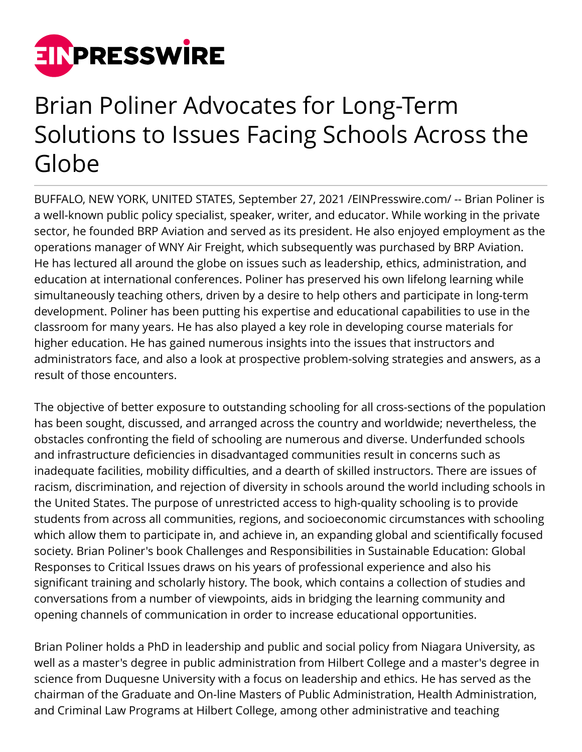# Brian Poliner Advocates for Long-Term Solutions to Issues Facing Schools Across the Globe

BUFFALO, NEW YORK, UNITED STATES, September 27, 2021 /EINPresswire.com/ -- Brian Poliner is a well-known public policy specialist, speaker, writer, and educator. While working in the private sector, he founded BRP Aviation and served as its president. He also enjoyed employment as the operations manager of WNY Air Freight, which subsequently was purchased by BRP Aviation. He has lectured all around the globe on issues such as leadership, ethics, administration, and education at international conferences. Poliner has preserved his own lifelong learning while simultaneously teaching others, driven by a desire to help others and participate in long-term development. Poliner has been putting his expertise and educational capabilities to use in the classroom for many years. He has also played a key role in developing course materials for higher education. He has gained numerous insights into the issues that instructors and administrators face, and also a look at prospective problem-solving strategies and answers, as a result of those encounters.

The objective of better exposure to outstanding schooling for all cross-sections of the population has been sought, discussed, and arranged across the country and worldwide; nevertheless, the obstacles confronting the field of schooling are numerous and diverse. Underfunded schools and infrastructure deficiencies in disadvantaged communities result in concerns such as inadequate facilities, mobility difficulties, and a dearth of skilled instructors. There are issues of racism, discrimination, and rejection of diversity in schools around the world including schools in the United States. The purpose of unrestricted access to high-quality schooling is to provide students from across all communities, regions, and socioeconomic circumstances with schooling which allow them to participate in, and achieve in, an expanding global and scientifically focused society. Brian Poliner's book Challenges and Responsibilities in Sustainable Education: Global Responses to Critical Issues draws on his years of professional experience and also his significant training and scholarly history. The book, which contains a collection of studies and conversations from a number of viewpoints, aids in bridging the learning community and opening channels of communication in order to increase educational opportunities.

Brian Poliner holds a PhD in leadership and public and social policy from Niagara University, as well as a master's degree in public administration from Hilbert College and a master's degree in science from Duquesne University with a focus on leadership and ethics. He has served as the chairman of the Graduate and On-line Masters of Public Administration, Health Administration, and Criminal Law Programs at Hilbert College, among other administrative and teaching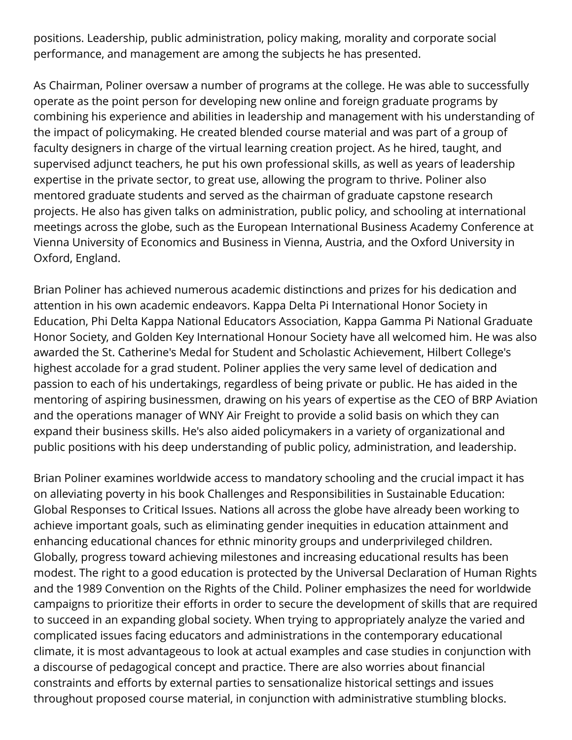positions. Leadership, public administration, policy making, morality and corporate social performance, and management are among the subjects he has presented.

As Chairman, Poliner oversaw a number of programs at the college. He was able to successfully operate as the point person for developing new online and foreign graduate programs by combining his experience and abilities in leadership and management with his understanding of the impact of policymaking. He created blended course material and was part of a group of faculty designers in charge of the virtual learning creation project. As he hired, taught, and supervised adjunct teachers, he put his own professional skills, as well as years of leadership expertise in the private sector, to great use, allowing the program to thrive. Poliner also mentored graduate students and served as the chairman of graduate capstone research projects. He also has given talks on administration, public policy, and schooling at international meetings across the globe, such as the European International Business Academy Conference at Vienna University of Economics and Business in Vienna, Austria, and the Oxford University in Oxford, England.

Brian Poliner has achieved numerous academic distinctions and prizes for his dedication and attention in his own academic endeavors. Kappa Delta Pi International Honor Society in Education, Phi Delta Kappa National Educators Association, Kappa Gamma Pi National Graduate Honor Society, and Golden Key International Honour Society have all welcomed him. He was also awarded the St. Catherine's Medal for Student and Scholastic Achievement, Hilbert College's highest accolade for a grad student. Poliner applies the very same level of dedication and passion to each of his undertakings, regardless of being private or public. He has aided in the mentoring of aspiring businessmen, drawing on his years of expertise as the CEO of BRP Aviation and the operations manager of WNY Air Freight to provide a solid basis on which they can expand their business skills. He's also aided policymakers in a variety of organizational and public positions with his deep understanding of public policy, administration, and leadership.

Brian Poliner examines worldwide access to mandatory schooling and the crucial impact it has on alleviating poverty in his book Challenges and Responsibilities in Sustainable Education: Global Responses to Critical Issues. Nations all across the globe have already been working to achieve important goals, such as eliminating gender inequities in education attainment and enhancing educational chances for ethnic minority groups and underprivileged children. Globally, progress toward achieving milestones and increasing educational results has been modest. The right to a good education is protected by the Universal Declaration of Human Rights and the 1989 Convention on the Rights of the Child. Poliner emphasizes the need for worldwide campaigns to prioritize their efforts in order to secure the development of skills that are required to succeed in an expanding global society. When trying to appropriately analyze the varied and complicated issues facing educators and administrations in the contemporary educational climate, it is most advantageous to look at actual examples and case studies in conjunction with a discourse of pedagogical concept and practice. There are also worries about financial constraints and efforts by external parties to sensationalize historical settings and issues throughout proposed course material, in conjunction with administrative stumbling blocks.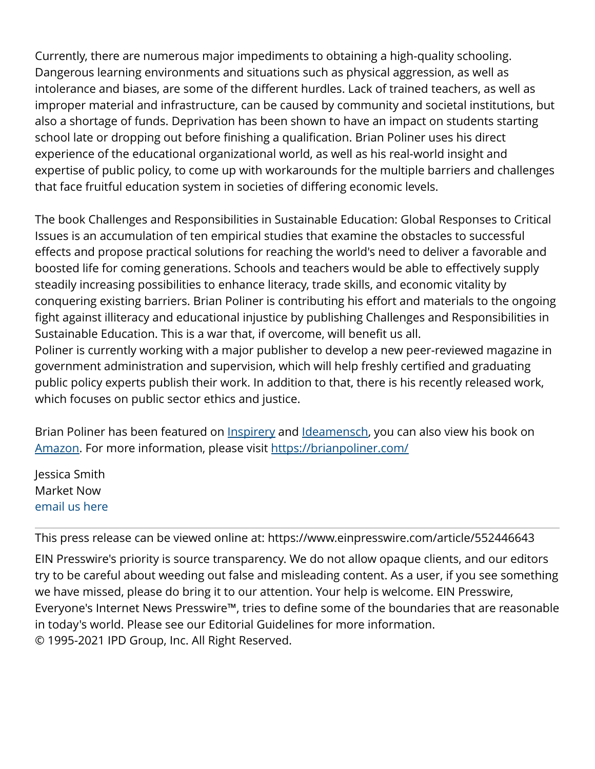Currently, there are numerous major impediments to obtaining a high-quality schooling. Dangerous learning environments and situations such as physical aggression, as well as intolerance and biases, are some of the different hurdles. Lack of trained teachers, as well as improper material and infrastructure, can be caused by community and societal institutions, but also a shortage of funds. Deprivation has been shown to have an impact on students starting school late or dropping out before finishing a qualification. Brian Poliner uses his direct experience of the educational organizational world, as well as his real-world insight and expertise of public policy, to come up with workarounds for the multiple barriers and challenges that face fruitful education system in societies of differing economic levels.

The book Challenges and Responsibilities in Sustainable Education: Global Responses to Critical Issues is an accumulation of ten empirical studies that examine the obstacles to successful effects and propose practical solutions for reaching the world's need to deliver a favorable and boosted life for coming generations. Schools and teachers would be able to effectively supply steadily increasing possibilities to enhance literacy, trade skills, and economic vitality by conquering existing barriers. Brian Poliner is contributing his effort and materials to the ongoing fight against illiteracy and educational injustice by publishing Challenges and Responsibilities in Sustainable Education. This is a war that, if overcome, will benefit us all.
Poliner is currently working with a major publisher to develop a new peer-reviewed magazine in government administration and supervision, which will help freshly certified and graduating public policy experts publish their work. In addition to that, there is his recently released work, which focuses on public sector ethics and justice.

Brian Poliner has been featured on Inspirery and Ideamensch, you can also view his book on Amazon. For more information, please visit https://brianpoliner.com/

Jessica Smith
Market Now
email us here

---

This press release can be viewed online at: https://www.einpresswire.com/article/552446643

EIN Presswire's priority is source transparency. We do not allow opaque clients, and our editors try to be careful about weeding out false and misleading content. As a user, if you see something we have missed, please do bring it to our attention. Your help is welcome. EIN Presswire, Everyone's Internet News Presswire™, tries to define some of the boundaries that are reasonable in today's world. Please see our Editorial Guidelines for more information.
© 1995-2021 IPD Group, Inc. All Right Reserved.